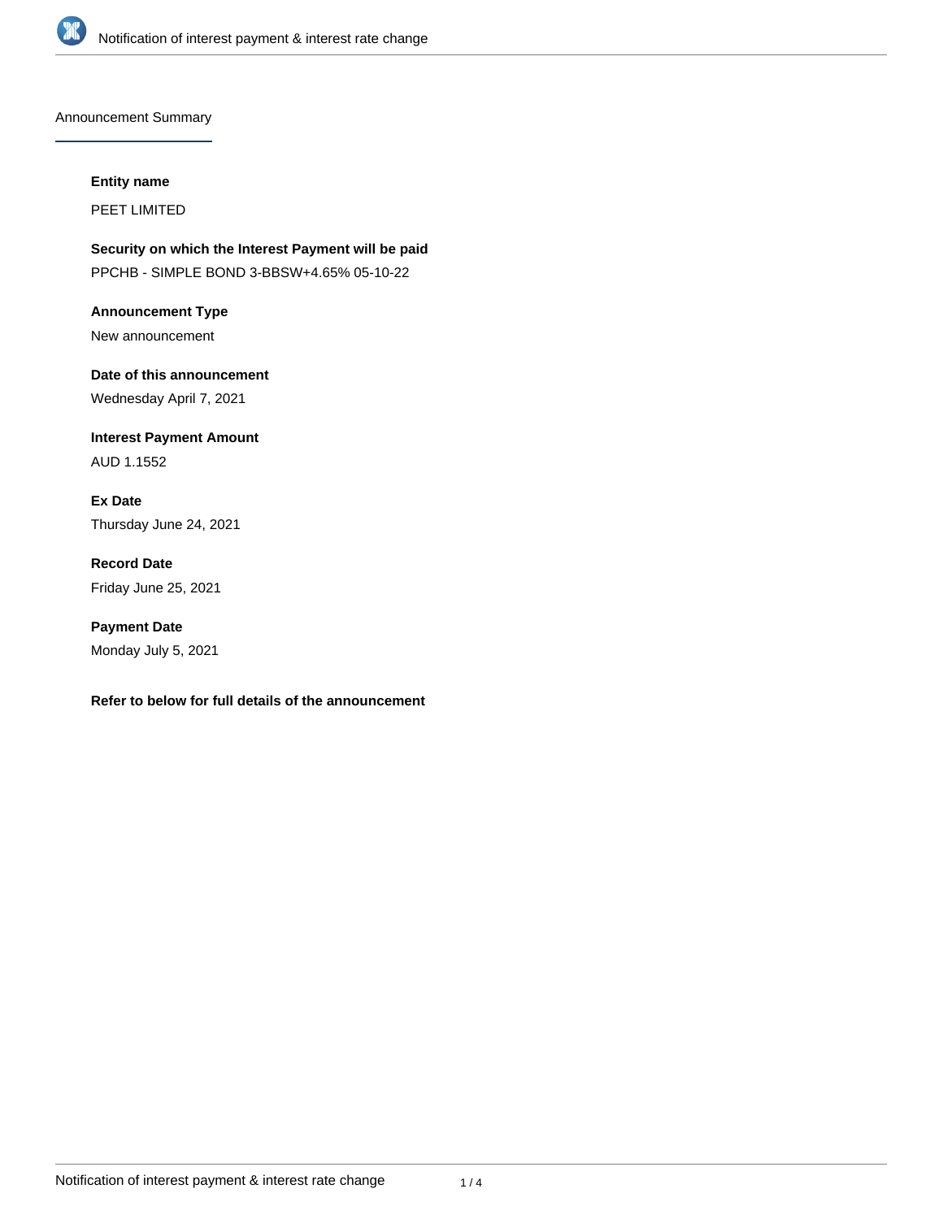## Announcement Summary

**Entity name**

PEET LIMITED

**Security on which the Interest Payment will be paid**

PPCHB - SIMPLE BOND 3-BBSW+4.65% 05-10-22

**Announcement Type**

New announcement

**Date of this announcement**

Wednesday April 7, 2021

**Interest Payment Amount**

AUD 1.1552

**Ex Date**

Thursday June 24, 2021

**Record Date**

Friday June 25, 2021

**Payment Date**

Monday July 5, 2021

**Refer to below for full details of the announcement**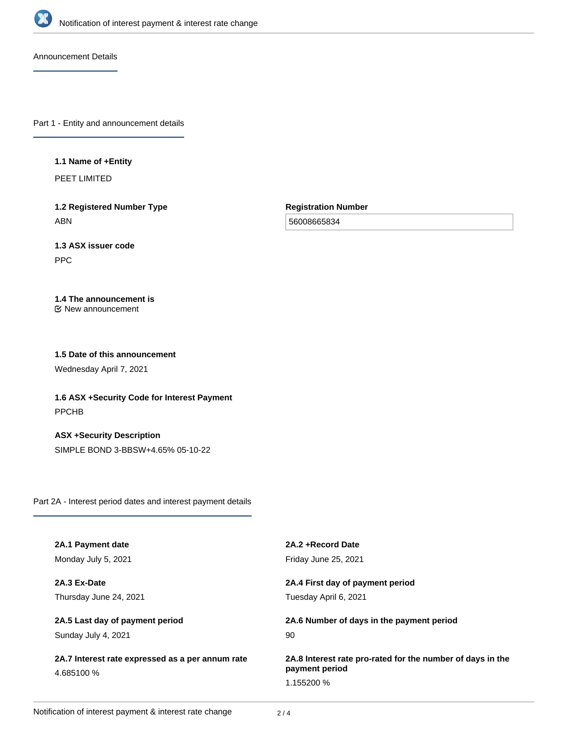Announcement Details

## Part 1 - Entity and announcement details

**1.1 Name of +Entity**

PEET LIMITED

**1.2 Registered Number Type**

ABN

**Registration Number**

56008665834

**1.3 ASX issuer code**

PPC

**1.4 The announcement is**

New announcement

**1.5 Date of this announcement**

Wednesday April 7, 2021

**1.6 ASX +Security Code for Interest Payment**

PPCHB

**ASX +Security Description**

SIMPLE BOND 3-BBSW+4.65% 05-10-22

## Part 2A - Interest period dates and interest payment details

**2A.1 Payment date**

Monday July 5, 2021

**2A.2 +Record Date**

Friday June 25, 2021

**2A.3 Ex-Date**

Thursday June 24, 2021

**2A.4 First day of payment period**

Tuesday April 6, 2021

**2A.5 Last day of payment period**

Sunday July 4, 2021

**2A.6 Number of days in the payment period**

90

**2A.7 Interest rate expressed as a per annum rate**

4.685100 %

**2A.8 Interest rate pro-rated for the number of days in the payment period**

1.155200 %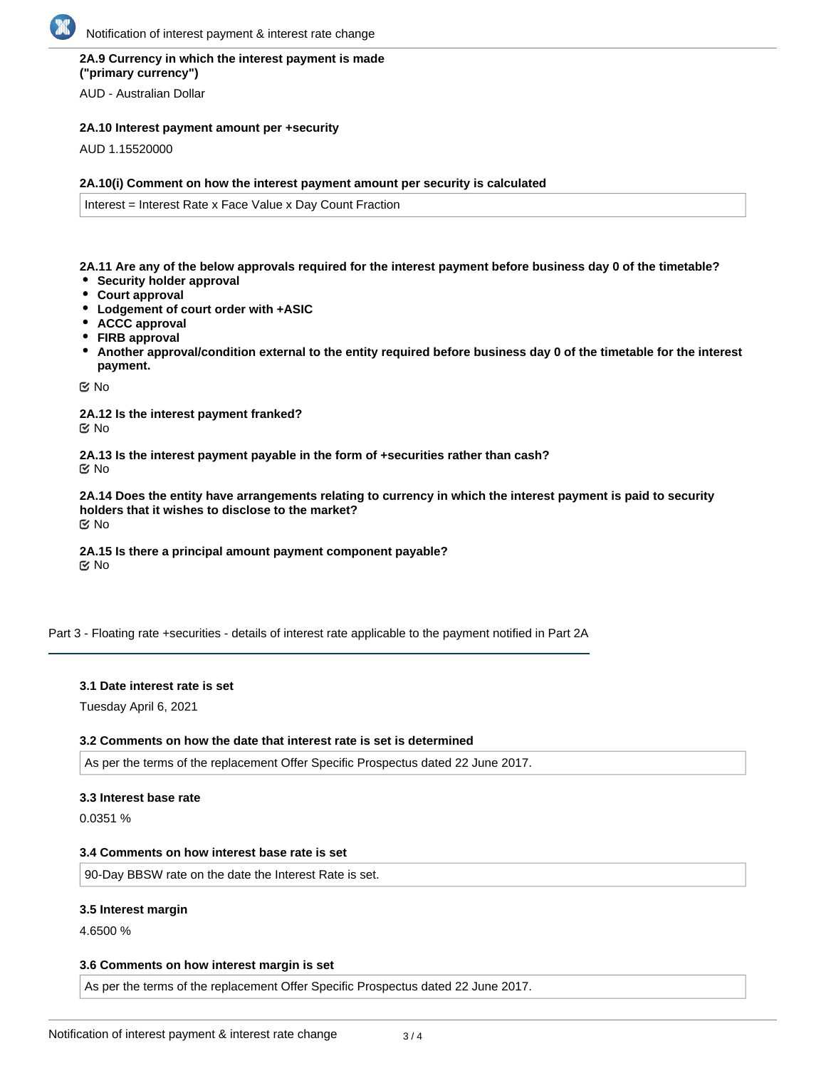**2A.9 Currency in which the interest payment is made ("primary currency")**

AUD - Australian Dollar

**2A.10 Interest payment amount per +security**

AUD 1.15520000

**2A.10(i) Comment on how the interest payment amount per security is calculated**

Interest = Interest Rate x Face Value x Day Count Fraction

**2A.11 Are any of the below approvals required for the interest payment before business day 0 of the timetable?**

- **Security holder approval**
- **Court approval**
- **Lodgement of court order with +ASIC**
- **ACCC approval**
- **FIRB approval**
- **Another approval/condition external to the entity required before business day 0 of the timetable for the interest payment.**

No

**2A.12 Is the interest payment franked?**

No

**2A.13 Is the interest payment payable in the form of +securities rather than cash?**

No

**2A.14 Does the entity have arrangements relating to currency in which the interest payment is paid to security holders that it wishes to disclose to the market?**

No

**2A.15 Is there a principal amount payment component payable?**

No

## Part 3 - Floating rate +securities - details of interest rate applicable to the payment notified in Part 2A

**3.1 Date interest rate is set**

Tuesday April 6, 2021

**3.2 Comments on how the date that interest rate is set is determined**

As per the terms of the replacement Offer Specific Prospectus dated 22 June 2017.

**3.3 Interest base rate**

0.0351 %

**3.4 Comments on how interest base rate is set**

90-Day BBSW rate on the date the Interest Rate is set.

**3.5 Interest margin**

4.6500 %

**3.6 Comments on how interest margin is set**

As per the terms of the replacement Offer Specific Prospectus dated 22 June 2017.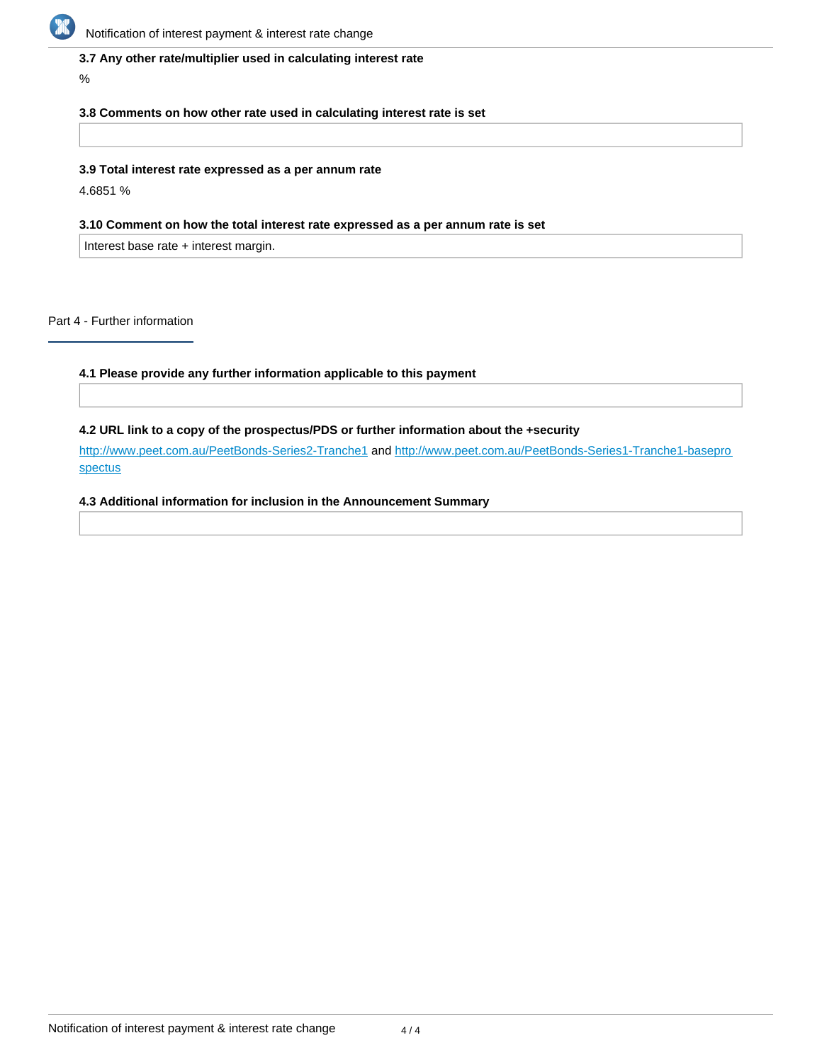**3.7 Any other rate/multiplier used in calculating interest rate**

%

**3.8 Comments on how other rate used in calculating interest rate is set**

**3.9 Total interest rate expressed as a per annum rate**

4.6851 %

**3.10 Comment on how the total interest rate expressed as a per annum rate is set**

Interest base rate + interest margin.

## Part 4 - Further information

**4.1 Please provide any further information applicable to this payment**

**4.2 URL link to a copy of the prospectus/PDS or further information about the +security**

http://www.peet.com.au/PeetBonds-Series2-Tranche1 and http://www.peet.com.au/PeetBonds-Series1-Tranche1-baseprospectus

**4.3 Additional information for inclusion in the Announcement Summary**